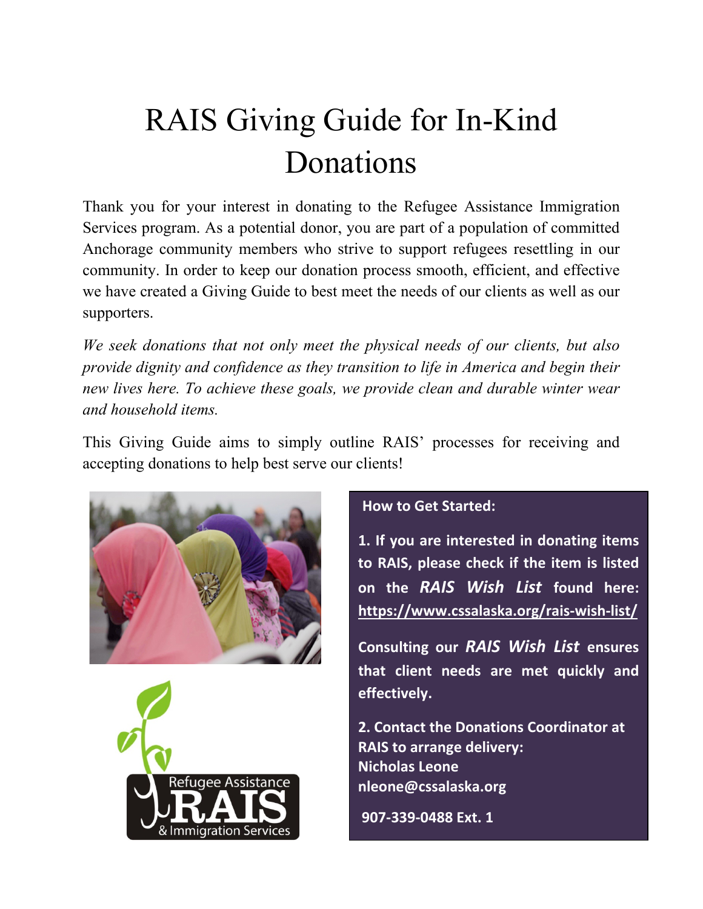# RAIS Giving Guide for In-Kind Donations

Thank you for your interest in donating to the Refugee Assistance Immigration Services program. As a potential donor, you are part of a population of committed Anchorage community members who strive to support refugees resettling in our community. In order to keep our donation process smooth, efficient, and effective we have created a Giving Guide to best meet the needs of our clients as well as our supporters.

*We seek donations that not only meet the physical needs of our clients, but also provide dignity and confidence as they transition to life in America and begin their new lives here. To achieve these goals, we provide clean and durable winter wear and household items.*

This Giving Guide aims to simply outline RAIS' processes for receiving and accepting donations to help best serve our clients!

**How to Get Started:**

**1. If you are interested in donating items to RAIS, please check if the item is listed on the *RAIS Wish List* found here: https://www.cssalaska.org/rais-wish-list/**

**Consulting our *RAIS Wish List* ensures that client needs are met quickly and effectively.**

**2. Contact the Donations Coordinator at RAIS to arrange delivery:**
**Nicholas Leone**
**nleone@cssalaska.org**

**907-339-0488 Ext. 1**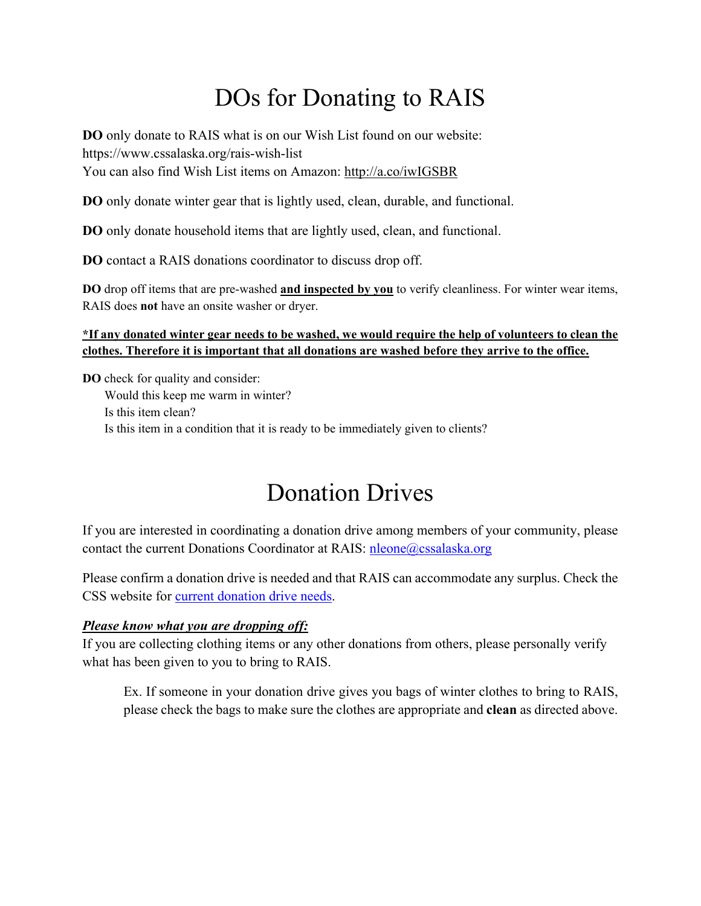# DOs for Donating to RAIS

**DO** only donate to RAIS what is on our Wish List found on our website: https://www.cssalaska.org/rais-wish-list
You can also find Wish List items on Amazon: http://a.co/iwIGSBR

**DO** only donate winter gear that is lightly used, clean, durable, and functional.

**DO** only donate household items that are lightly used, clean, and functional.

**DO** contact a RAIS donations coordinator to discuss drop off.

**DO** drop off items that are pre-washed **and inspected by you** to verify cleanliness. For winter wear items, RAIS does **not** have an onsite washer or dryer.

**\*If any donated winter gear needs to be washed, we would require the help of volunteers to clean the clothes. Therefore it is important that all donations are washed before they arrive to the office.**

**DO** check for quality and consider:
- Would this keep me warm in winter?
- Is this item clean?
- Is this item in a condition that it is ready to be immediately given to clients?

# Donation Drives

If you are interested in coordinating a donation drive among members of your community, please contact the current Donations Coordinator at RAIS: nleone@cssalaska.org

Please confirm a donation drive is needed and that RAIS can accommodate any surplus. Check the CSS website for current donation drive needs.

***Please know what you are dropping off:***
If you are collecting clothing items or any other donations from others, please personally verify what has been given to you to bring to RAIS.

> Ex. If someone in your donation drive gives you bags of winter clothes to bring to RAIS, please check the bags to make sure the clothes are appropriate and **clean** as directed above.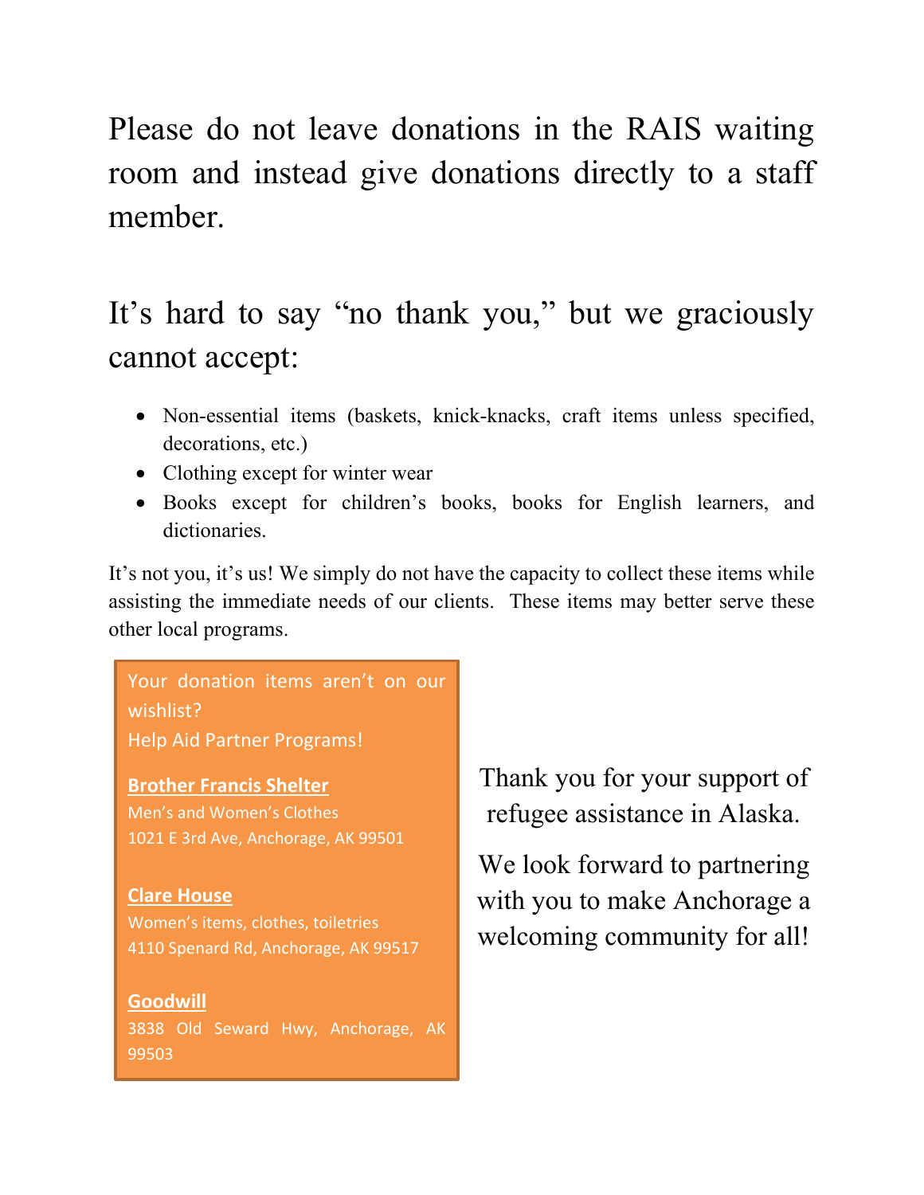Please do not leave donations in the RAIS waiting room and instead give donations directly to a staff member.

It's hard to say "no thank you," but we graciously cannot accept:

- Non-essential items (baskets, knick-knacks, craft items unless specified, decorations, etc.)
- Clothing except for winter wear
- Books except for children's books, books for English learners, and dictionaries.

It's not you, it's us! We simply do not have the capacity to collect these items while assisting the immediate needs of our clients. These items may better serve these other local programs.

Your donation items aren't on our wishlist?
Help Aid Partner Programs!

**Brother Francis Shelter**
Men's and Women's Clothes
1021 E 3rd Ave, Anchorage, AK 99501

**Clare House**
Women's items, clothes, toiletries
4110 Spenard Rd, Anchorage, AK 99517

**Goodwill**
3838 Old Seward Hwy, Anchorage, AK 99503

Thank you for your support of refugee assistance in Alaska.

We look forward to partnering with you to make Anchorage a welcoming community for all!